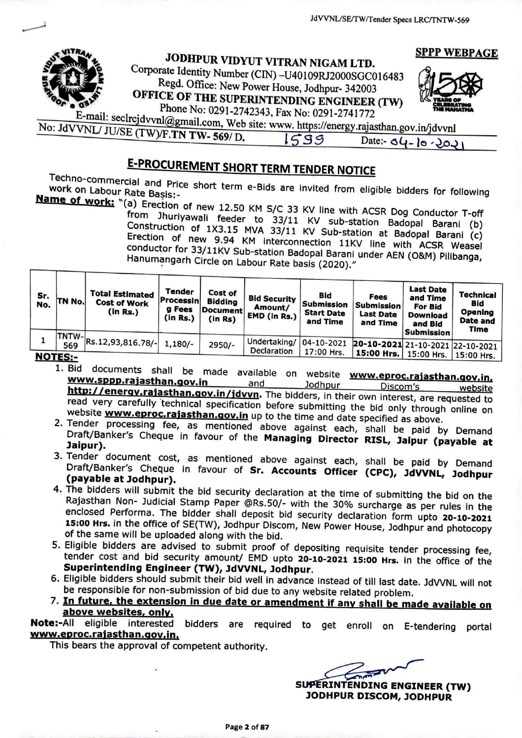JdVVNL/SE/TW/Tender Specs LRC/TNTW-569

**SPPP WEBPAGE**

# JODHPUR VIDYUT VITRAN NIGAM LTD.

Corporate Identity Number (CIN) –U40109RJ2000SGC016483
Regd. Office: New Power House, Jodhpur- 342003

## OFFICE OF THE SUPERINTENDING ENGINEER (TW)

Phone No: 0291-2742343, Fax No: 0291-2741772
E-mail: seclrcjdvvnl@gmail.com, Web site: www. https://energy.rajasthan.gov.in/jdvvnl

No: JdVVNL/ JU/SE (TW)/F.TN TW- 569/ D. 1599 Date:- 04-10-2021

## E-PROCUREMENT SHORT TERM TENDER NOTICE

Techno-commercial and Price short term e-Bids are invited from eligible bidders for following work on Labour Rate Basis:-

**Name of work:** "(a) Erection of new 12.50 KM S/C 33 KV line with ACSR Dog Conductor T-off from Jhuriyawali feeder to 33/11 KV sub-station Badopal Barani (b) Construction of 1X3.15 MVA 33/11 KV Sub-station at Badopal Barani (c) Erection of new 9.94 KM interconnection 11KV line with ACSR Weasel conductor for 33/11KV Sub-station Badopal Barani under AEN (O&M) Pilibanga, Hanumangarh Circle on Labour Rate basis (2020)."

| Sr. No. | TN No. | Total Estimated Cost of Work (in Rs.) | Tender Processing Fees (in Rs.) | Cost of Bidding Document (in Rs) | Bid Security Amount/ EMD (in Rs.) | Bid Submission Start Date and Time | Fees Submission Last Date and Time | Last Date and Time For Bid Download and Bid Submission | Technical Bid Opening Date and Time |
|---|---|---|---|---|---|---|---|---|---|
| 1 | TNTW-569 | Rs.12,93,816.78/- | 1,180/- | 2950/- | Undertaking/ Declaration | 04-10-2021 17:00 Hrs. | **20-10-2021 15:00 Hrs.** | 21-10-2021 15:00 Hrs. | 22-10-2021 15:00 Hrs. |

**NOTES:-**

1. Bid documents shall be made available on website **www.eproc.rajasthan.gov.in**, **www.sppp.rajasthan.gov.in** and Jodhpur Discom's website **http://energy.rajasthan.gov.in/jdvvn**. The bidders, in their own interest, are requested to read very carefully technical specification before submitting the bid only through online on website **www.eproc.rajasthan.gov.in** up to the time and date specified as above.
2. Tender processing fee, as mentioned above against each, shall be paid by Demand Draft/Banker's Cheque in favour of the **Managing Director RISL, Jaipur (payable at Jaipur).**
3. Tender document cost, as mentioned above against each, shall be paid by Demand Draft/Banker's Cheque in favour of **Sr. Accounts Officer (CPC), JdVVNL, Jodhpur (payable at Jodhpur).**
4. The bidders will submit the bid security declaration at the time of submitting the bid on the Rajasthan Non- Judicial Stamp Paper @Rs.50/- with the 30% surcharge as per rules in the enclosed Performa. The bidder shall deposit bid security declaration form upto **20-10-2021 15:00 Hrs.** in the office of SE(TW), Jodhpur Discom, New Power House, Jodhpur and photocopy of the same will be uploaded along with the bid.
5. Eligible bidders are advised to submit proof of depositing requisite tender processing fee, tender cost and bid security amount/ EMD upto **20-10-2021 15:00 Hrs.** in the office of the **Superintending Engineer (TW), JdVVNL, Jodhpur.**
6. Eligible bidders should submit their bid well in advance instead of till last date. JdVVNL will not be responsible for non-submission of bid due to any website related problem.
7. **In future, the extension in due date or amendment if any shall be made available on above websites, only.**

**Note:-**All eligible interested bidders are required to get enroll on E-tendering portal **www.eproc.rajasthan.gov.in.**

This bears the approval of competent authority.

**SUPERINTENDING ENGINEER (TW)**
**JODHPUR DISCOM, JODHPUR**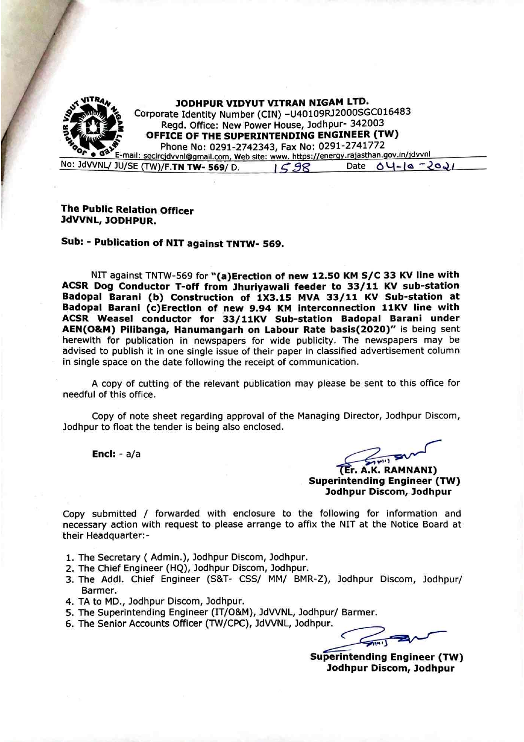**JODHPUR VIDYUT VITRAN NIGAM LTD.**
Corporate Identity Number (CIN) -U40109RJ2000SGC016483
Regd. Office: New Power House, Jodhpur- 342003
**OFFICE OF THE SUPERINTENDING ENGINEER (TW)**
Phone No: 0291-2742343, Fax No: 0291-2741772
E-mail: seclrcjdvvnl@gmail.com, Web site: www. https://energy.rajasthan.gov.in/jdvvnl

No: JdVVNL/ JU/SE (TW)/F.**TN TW- 569**/ D. 1598 Date 04-10-2021

**The Public Relation Officer**
**JdVVNL, JODHPUR.**

**Sub: - Publication of NIT against TNTW- 569.**

NIT against TNTW-569 for **"(a)Erection of new 12.50 KM S/C 33 KV line with ACSR Dog Conductor T-off from Jhuriyawali feeder to 33/11 KV sub-station Badopal Barani (b) Construction of 1X3.15 MVA 33/11 KV Sub-station at Badopal Barani (c)Erection of new 9.94 KM interconnection 11KV line with ACSR Weasel conductor for 33/11KV Sub-station Badopal Barani under AEN(O&M) Pilibanga, Hanumangarh on Labour Rate basis(2020)"** is being sent herewith for publication in newspapers for wide publicity. The newspapers may be advised to publish it in one single issue of their paper in classified advertisement column in single space on the date following the receipt of communication.

A copy of cutting of the relevant publication may please be sent to this office for needful of this office.

Copy of note sheet regarding approval of the Managing Director, Jodhpur Discom, Jodhpur to float the tender is being also enclosed.

**Encl:** - a/a

**(Er. A.K. RAMNANI)**
**Superintending Engineer (TW)**
**Jodhpur Discom, Jodhpur**

Copy submitted / forwarded with enclosure to the following for information and necessary action with request to please arrange to affix the NIT at the Notice Board at their Headquarter:-

1. The Secretary ( Admin.), Jodhpur Discom, Jodhpur.
2. The Chief Engineer (HQ), Jodhpur Discom, Jodhpur.
3. The Addl. Chief Engineer (S&T- CSS/ MM/ BMR-Z), Jodhpur Discom, Jodhpur/ Barmer.
4. TA to MD., Jodhpur Discom, Jodhpur.
5. The Superintending Engineer (IT/O&M), JdVVNL, Jodhpur/ Barmer.
6. The Senior Accounts Officer (TW/CPC), JdVVNL, Jodhpur.

**Superintending Engineer (TW)**
**Jodhpur Discom, Jodhpur**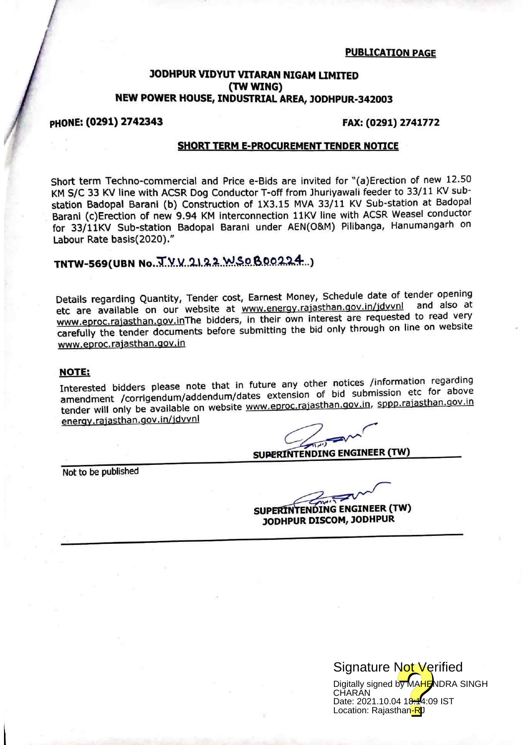**PUBLICATION PAGE**

**JODHPUR VIDYUT VITARAN NIGAM LIMITED**
**(TW WING)**
**NEW POWER HOUSE, INDUSTRIAL AREA, JODHPUR-342003**

**PHONE: (0291) 2742343** **FAX: (0291) 2741772**

## SHORT TERM E-PROCUREMENT TENDER NOTICE

Short term Techno-commercial and Price e-Bids are invited for "(a)Erection of new 12.50 KM S/C 33 KV line with ACSR Dog Conductor T-off from Jhuriyawali feeder to 33/11 KV sub-station Badopal Barani (b) Construction of 1X3.15 MVA 33/11 KV Sub-station at Badopal Barani (c)Erection of new 9.94 KM interconnection 11KV line with ACSR Weasel conductor for 33/11KV Sub-station Badopal Barani under AEN(O&M) Pilibanga, Hanumangarh on Labour Rate basis(2020)."

**TNTW-569(UBN No. JVV2122WSOB00224)**

Details regarding Quantity, Tender cost, Earnest Money, Schedule date of tender opening etc are available on our website at www.energy.rajasthan.gov.in/jdvvnl and also at www.eproc.rajasthan.gov.inThe bidders, in their own interest are requested to read very carefully the tender documents before submitting the bid only through on line on website www.eproc.rajasthan.gov.in

**NOTE:**

Interested bidders please note that in future any other notices /information regarding amendment /corrigendum/addendum/dates extension of bid submission etc for above tender will only be available on website www.eproc.rajasthan.gov.in, sppp.rajasthan.gov.in energy.rajasthan.gov.in/jdvvnl

**SUPERINTENDING ENGINEER (TW)**

Not to be published

**SUPERINTENDING ENGINEER (TW)**
**JODHPUR DISCOM, JODHPUR**

Signature Not Verified
Digitally signed by MAHENDRA SINGH CHARAN
Date: 2021.10.04 18:14:09 IST
Location: Rajasthan-RJ